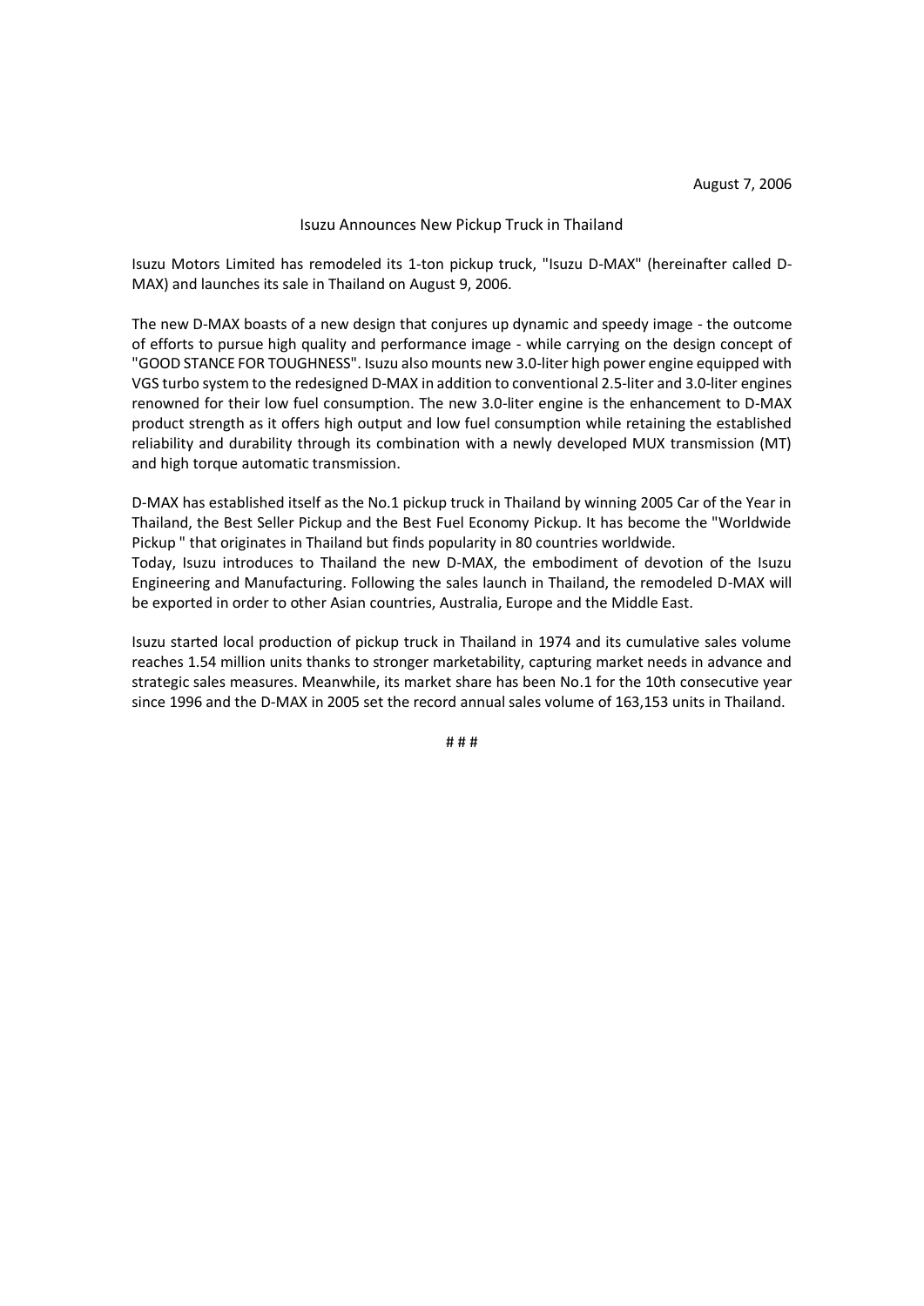August 7, 2006

# Isuzu Announces New Pickup Truck in Thailand

Isuzu Motors Limited has remodeled its 1-ton pickup truck, "Isuzu D-MAX" (hereinafter called D-MAX) and launches its sale in Thailand on August 9, 2006.

The new D-MAX boasts of a new design that conjures up dynamic and speedy image - the outcome of efforts to pursue high quality and performance image - while carrying on the design concept of "GOOD STANCE FOR TOUGHNESS". Isuzu also mounts new 3.0-liter high power engine equipped with VGS turbo system to the redesigned D-MAX in addition to conventional 2.5-liter and 3.0-liter engines renowned for their low fuel consumption. The new 3.0-liter engine is the enhancement to D-MAX product strength as it offers high output and low fuel consumption while retaining the established reliability and durability through its combination with a newly developed MUX transmission (MT) and high torque automatic transmission.

D-MAX has established itself as the No.1 pickup truck in Thailand by winning 2005 Car of the Year in Thailand, the Best Seller Pickup and the Best Fuel Economy Pickup. It has become the "Worldwide Pickup " that originates in Thailand but finds popularity in 80 countries worldwide.
Today, Isuzu introduces to Thailand the new D-MAX, the embodiment of devotion of the Isuzu Engineering and Manufacturing. Following the sales launch in Thailand, the remodeled D-MAX will be exported in order to other Asian countries, Australia, Europe and the Middle East.

Isuzu started local production of pickup truck in Thailand in 1974 and its cumulative sales volume reaches 1.54 million units thanks to stronger marketability, capturing market needs in advance and strategic sales measures. Meanwhile, its market share has been No.1 for the 10th consecutive year since 1996 and the D-MAX in 2005 set the record annual sales volume of 163,153 units in Thailand.

# # #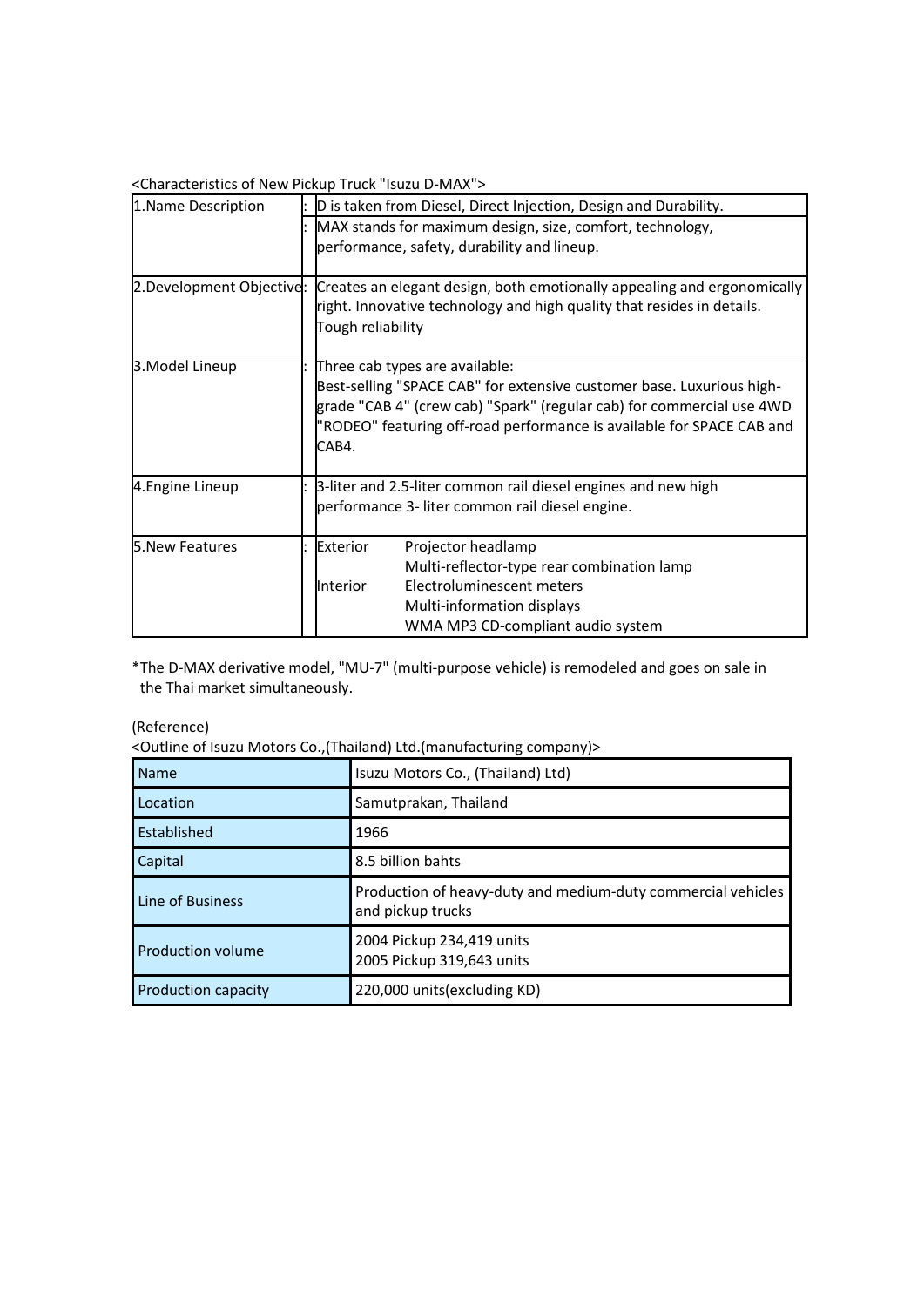<Characteristics of New Pickup Truck "Isuzu D-MAX">

| | | |
|---|---|---|
| 1.Name Description | : | D is taken from Diesel, Direct Injection, Design and Durability. |
| | : | MAX stands for maximum design, size, comfort, technology, performance, safety, durability and lineup. |
| 2.Development Objective | : | Creates an elegant design, both emotionally appealing and ergonomically right. Innovative technology and high quality that resides in details. Tough reliability |
| 3.Model Lineup | : | Three cab types are available:<br>Best-selling "SPACE CAB" for extensive customer base. Luxurious high-grade "CAB 4" (crew cab) "Spark" (regular cab) for commercial use 4WD "RODEO" featuring off-road performance is available for SPACE CAB and CAB4. |
| 4.Engine Lineup | : | 3-liter and 2.5-liter common rail diesel engines and new high performance 3- liter common rail diesel engine. |
| 5.New Features | : | Exterior: Projector headlamp<br>Multi-reflector-type rear combination lamp<br>Interior: Electroluminescent meters<br>Multi-information displays<br>WMA MP3 CD-compliant audio system |

*The D-MAX derivative model, "MU-7" (multi-purpose vehicle) is remodeled and goes on sale in the Thai market simultaneously.

(Reference)

<Outline of Isuzu Motors Co.,(Thailand) Ltd.(manufacturing company)>

| | |
|---|---|
| Name | Isuzu Motors Co., (Thailand) Ltd) |
| Location | Samutprakan, Thailand |
| Established | 1966 |
| Capital | 8.5 billion bahts |
| Line of Business | Production of heavy-duty and medium-duty commercial vehicles and pickup trucks |
| Production volume | 2004 Pickup 234,419 units<br>2005 Pickup 319,643 units |
| Production capacity | 220,000 units(excluding KD) |